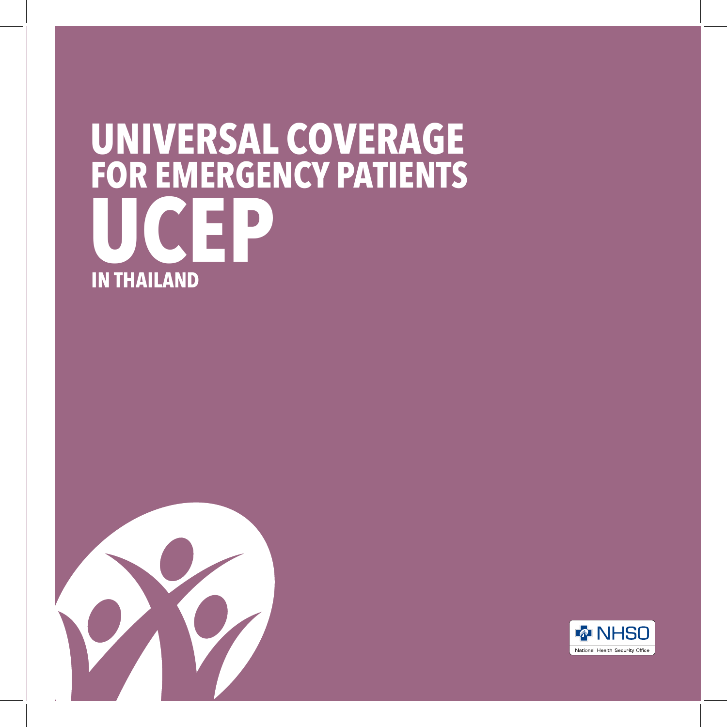# UNIVERSAL COVERAGE FOR EMERGENCY PATIENTS

# UCEP

## IN THAILAND

NHSO

National Health Security Office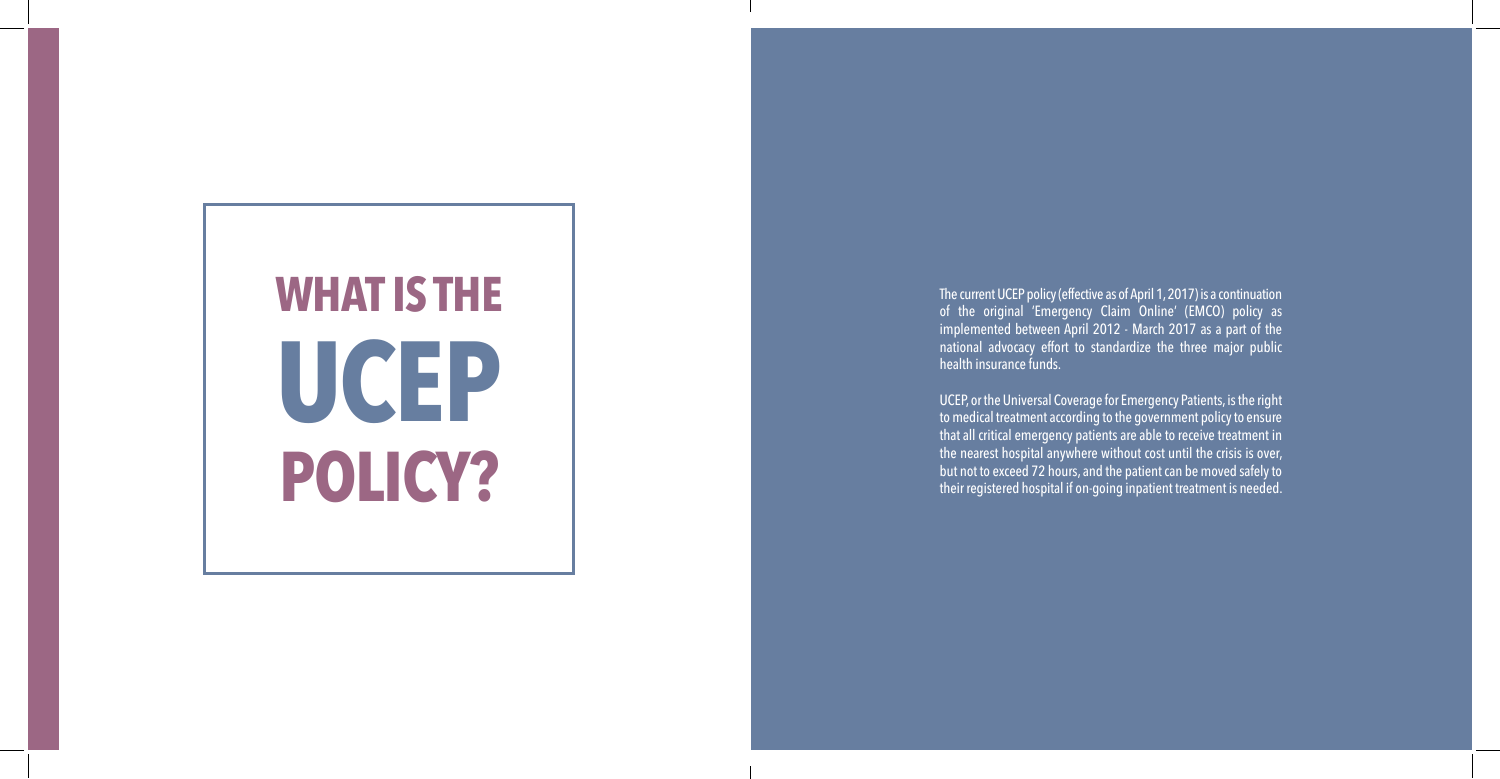# WHAT IS THE UCEP POLICY?

The current UCEP policy (effective as of April 1, 2017) is a continuation of the original 'Emergency Claim Online' (EMCO) policy as implemented between April 2012 - March 2017 as a part of the national advocacy effort to standardize the three major public health insurance funds.

UCEP, or the Universal Coverage for Emergency Patients, is the right to medical treatment according to the government policy to ensure that all critical emergency patients are able to receive treatment in the nearest hospital anywhere without cost until the crisis is over, but not to exceed 72 hours, and the patient can be moved safely to their registered hospital if on-going inpatient treatment is needed.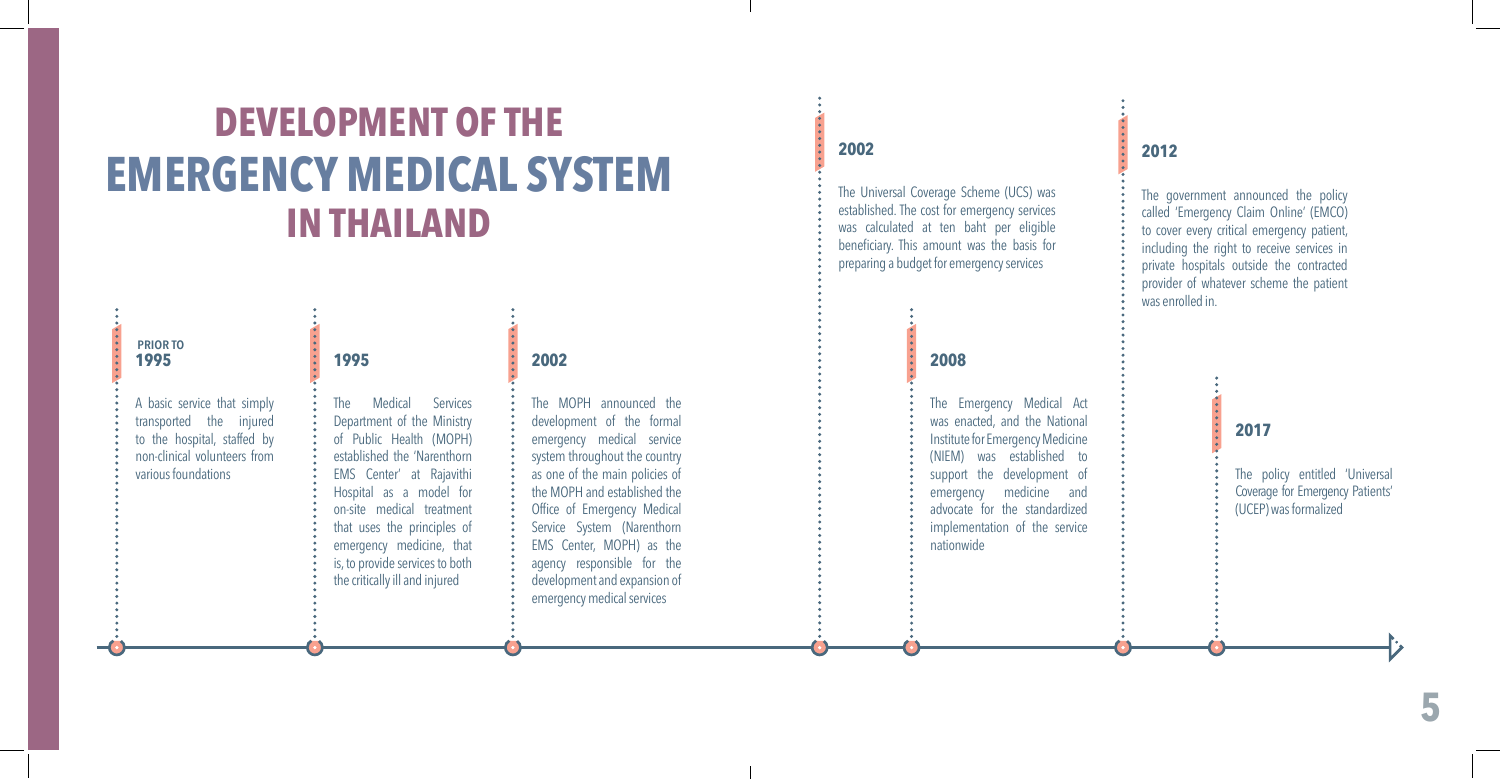# DEVELOPMENT OF THE EMERGENCY MEDICAL SYSTEM IN THAILAND

### PRIOR TO 1995

A basic service that simply transported the injured to the hospital, staffed by non-clinical volunteers from various foundations

### 1995

The Medical Services Department of the Ministry of Public Health (MOPH) established the 'Narenthorn EMS Center' at Rajavithi Hospital as a model for on-site medical treatment that uses the principles of emergency medicine, that is, to provide services to both the critically ill and injured

### 2002

The MOPH announced the development of the formal emergency medical service system throughout the country as one of the main policies of the MOPH and established the Office of Emergency Medical Service System (Narenthorn EMS Center, MOPH) as the agency responsible for the development and expansion of emergency medical services

### 2002

The Universal Coverage Scheme (UCS) was established. The cost for emergency services was calculated at ten baht per eligible beneficiary. This amount was the basis for preparing a budget for emergency services

### 2008

The Emergency Medical Act was enacted, and the National Institute for Emergency Medicine (NIEM) was established to support the development of emergency medicine and advocate for the standardized implementation of the service nationwide

### 2012

The government announced the policy called 'Emergency Claim Online' (EMCO) to cover every critical emergency patient, including the right to receive services in private hospitals outside the contracted provider of whatever scheme the patient was enrolled in.

### 2017

The policy entitled 'Universal Coverage for Emergency Patients' (UCEP) was formalized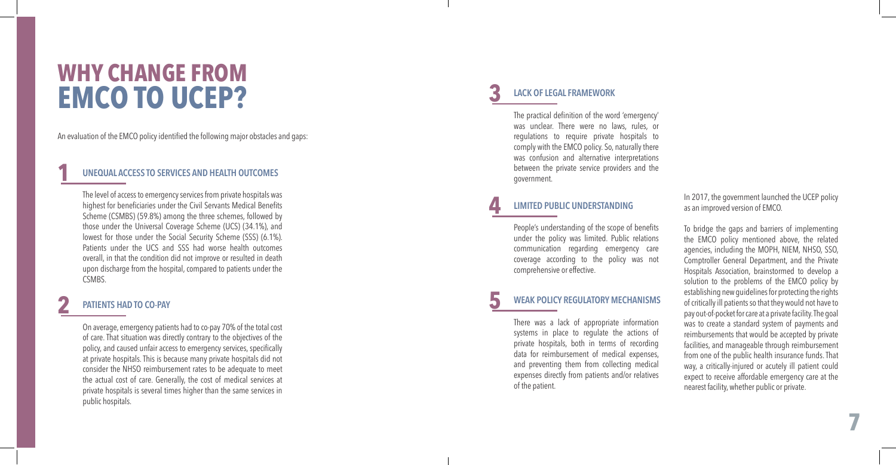# WHY CHANGE FROM EMCO TO UCEP?

An evaluation of the EMCO policy identified the following major obstacles and gaps:

## 1 UNEQUAL ACCESS TO SERVICES AND HEALTH OUTCOMES

The level of access to emergency services from private hospitals was highest for beneficiaries under the Civil Servants Medical Benefits Scheme (CSMBS) (59.8%) among the three schemes, followed by those under the Universal Coverage Scheme (UCS) (34.1%), and lowest for those under the Social Security Scheme (SSS) (6.1%). Patients under the UCS and SSS had worse health outcomes overall, in that the condition did not improve or resulted in death upon discharge from the hospital, compared to patients under the CSMBS.

## 2 PATIENTS HAD TO CO-PAY

On average, emergency patients had to co-pay 70% of the total cost of care. That situation was directly contrary to the objectives of the policy, and caused unfair access to emergency services, specifically at private hospitals. This is because many private hospitals did not consider the NHSO reimbursement rates to be adequate to meet the actual cost of care. Generally, the cost of medical services at private hospitals is several times higher than the same services in public hospitals.

## 3 LACK OF LEGAL FRAMEWORK

The practical definition of the word 'emergency' was unclear. There were no laws, rules, or regulations to require private hospitals to comply with the EMCO policy. So, naturally there was confusion and alternative interpretations between the private service providers and the government.

## 4 LIMITED PUBLIC UNDERSTANDING

People's understanding of the scope of benefits under the policy was limited. Public relations communication regarding emergency care coverage according to the policy was not comprehensive or effective.

## 5 WEAK POLICY REGULATORY MECHANISMS

There was a lack of appropriate information systems in place to regulate the actions of private hospitals, both in terms of recording data for reimbursement of medical expenses, and preventing them from collecting medical expenses directly from patients and/or relatives of the patient.

In 2017, the government launched the UCEP policy as an improved version of EMCO.

To bridge the gaps and barriers of implementing the EMCO policy mentioned above, the related agencies, including the MOPH, NIEM, NHSO, SSO, Comptroller General Department, and the Private Hospitals Association, brainstormed to develop a solution to the problems of the EMCO policy by establishing new guidelines for protecting the rights of critically ill patients so that they would not have to pay out-of-pocket for care at a private facility. The goal was to create a standard system of payments and reimbursements that would be accepted by private facilities, and manageable through reimbursement from one of the public health insurance funds. That way, a critically-injured or acutely ill patient could expect to receive affordable emergency care at the nearest facility, whether public or private.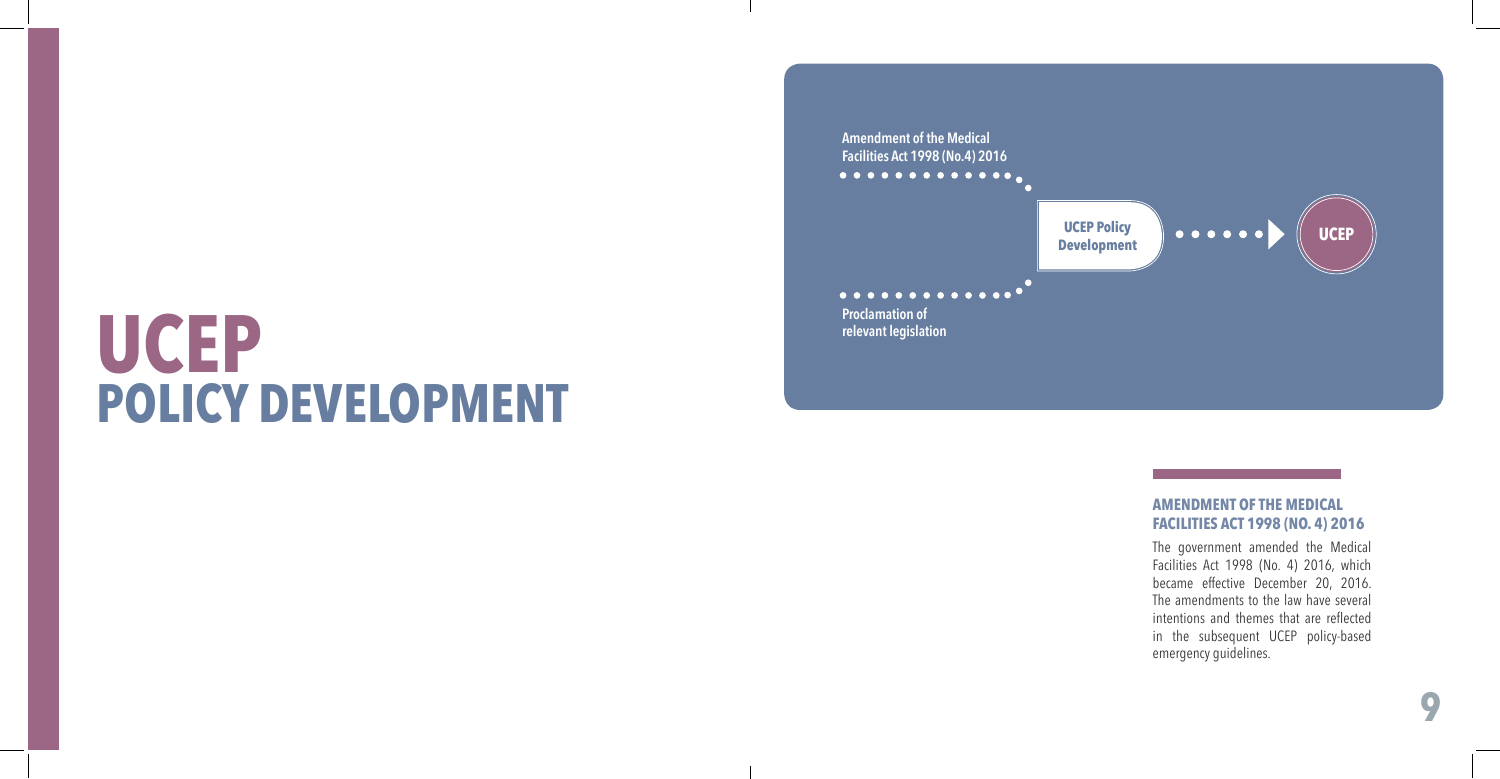# UCEP

## POLICY DEVELOPMENT

Amendment of the Medical Facilities Act 1998 (No.4) 2016

UCEP Policy Development

UCEP

Proclamation of relevant legislation

### AMENDMENT OF THE MEDICAL FACILITIES ACT 1998 (NO. 4) 2016

The government amended the Medical Facilities Act 1998 (No. 4) 2016, which became effective December 20, 2016. The amendments to the law have several intentions and themes that are reflected in the subsequent UCEP policy-based emergency guidelines.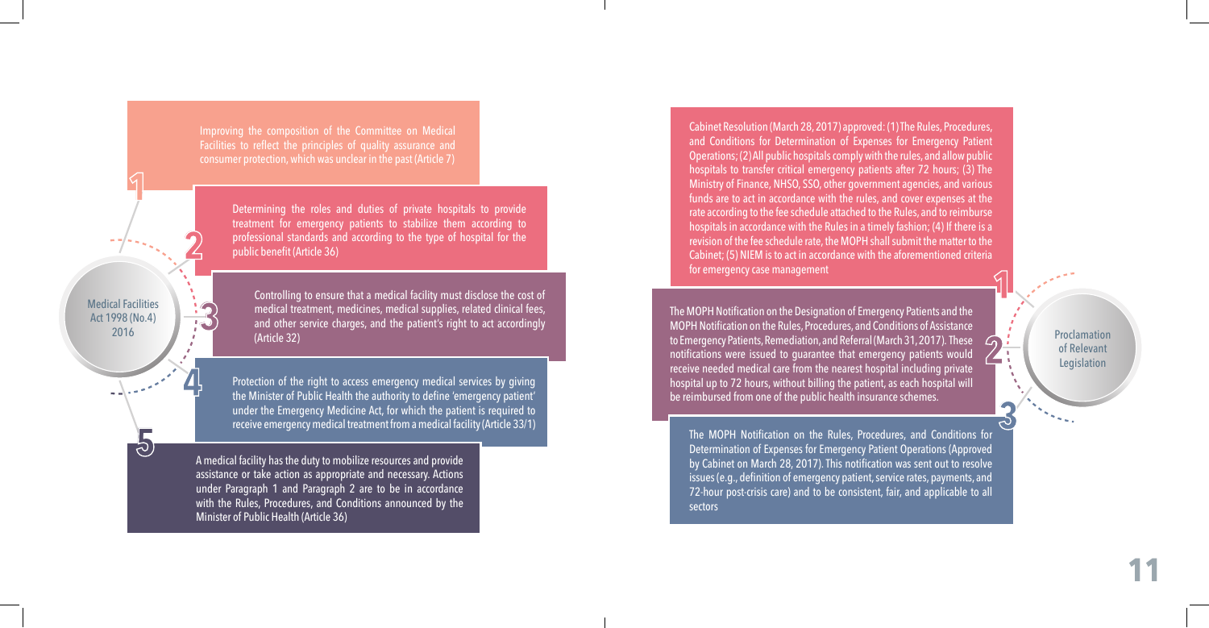## Medical Facilities Act 1998 (No.4) 2016

1. Improving the composition of the Committee on Medical Facilities to reflect the principles of quality assurance and consumer protection, which was unclear in the past (Article 7)

2. Determining the roles and duties of private hospitals to provide treatment for emergency patients to stabilize them according to professional standards and according to the type of hospital for the public benefit (Article 36)

3. Controlling to ensure that a medical facility must disclose the cost of medical treatment, medicines, medical supplies, related clinical fees, and other service charges, and the patient's right to act accordingly (Article 32)

4. Protection of the right to access emergency medical services by giving the Minister of Public Health the authority to define 'emergency patient' under the Emergency Medicine Act, for which the patient is required to receive emergency medical treatment from a medical facility (Article 33/1)

5. A medical facility has the duty to mobilize resources and provide assistance or take action as appropriate and necessary. Actions under Paragraph 1 and Paragraph 2 are to be in accordance with the Rules, Procedures, and Conditions announced by the Minister of Public Health (Article 36)

## Proclamation of Relevant Legislation

1. Cabinet Resolution (March 28, 2017) approved: (1) The Rules, Procedures, and Conditions for Determination of Expenses for Emergency Patient Operations; (2) All public hospitals comply with the rules, and allow public hospitals to transfer critical emergency patients after 72 hours; (3) The Ministry of Finance, NHSO, SSO, other government agencies, and various funds are to act in accordance with the rules, and cover expenses at the rate according to the fee schedule attached to the Rules, and to reimburse hospitals in accordance with the Rules in a timely fashion; (4) If there is a revision of the fee schedule rate, the MOPH shall submit the matter to the Cabinet; (5) NIEM is to act in accordance with the aforementioned criteria for emergency case management

2. The MOPH Notification on the Designation of Emergency Patients and the MOPH Notification on the Rules, Procedures, and Conditions of Assistance to Emergency Patients, Remediation, and Referral (March 31, 2017). These notifications were issued to guarantee that emergency patients would receive needed medical care from the nearest hospital including private hospital up to 72 hours, without billing the patient, as each hospital will be reimbursed from one of the public health insurance schemes.

3. The MOPH Notification on the Rules, Procedures, and Conditions for Determination of Expenses for Emergency Patient Operations (Approved by Cabinet on March 28, 2017). This notification was sent out to resolve issues (e.g., definition of emergency patient, service rates, payments, and 72-hour post-crisis care) and to be consistent, fair, and applicable to all sectors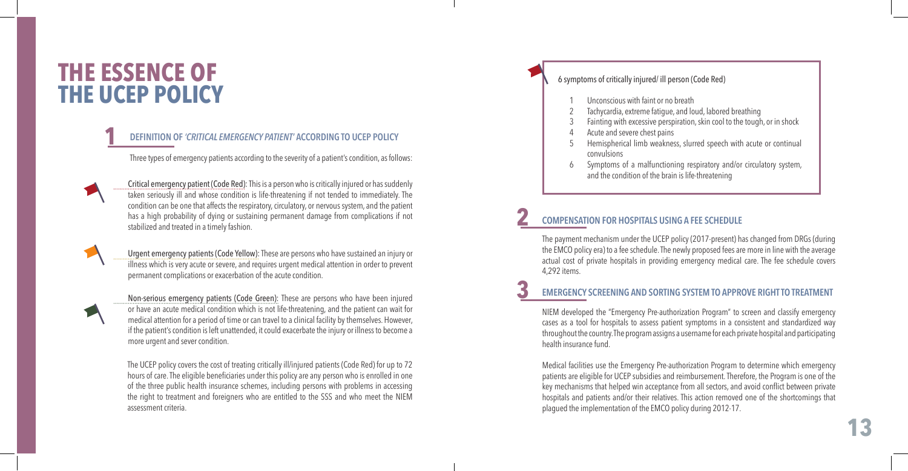# THE ESSENCE OF THE UCEP POLICY

## 1 DEFINITION OF *'CRITICAL EMERGENCY PATIENT'* ACCORDING TO UCEP POLICY

Three types of emergency patients according to the severity of a patient's condition, as follows:

Critical emergency patient (Code Red): This is a person who is critically injured or has suddenly taken seriously ill and whose condition is life-threatening if not tended to immediately. The condition can be one that affects the respiratory, circulatory, or nervous system, and the patient has a high probability of dying or sustaining permanent damage from complications if not stabilized and treated in a timely fashion.

Urgent emergency patients (Code Yellow): These are persons who have sustained an injury or illness which is very acute or severe, and requires urgent medical attention in order to prevent permanent complications or exacerbation of the acute condition.

Non-serious emergency patients (Code Green): These are persons who have been injured or have an acute medical condition which is not life-threatening, and the patient can wait for medical attention for a period of time or can travel to a clinical facility by themselves. However, if the patient's condition is left unattended, it could exacerbate the injury or illness to become a more urgent and sever condition.

The UCEP policy covers the cost of treating critically ill/injured patients (Code Red) for up to 72 hours of care. The eligible beneficiaries under this policy are any person who is enrolled in one of the three public health insurance schemes, including persons with problems in accessing the right to treatment and foreigners who are entitled to the SSS and who meet the NIEM assessment criteria.

6 symptoms of critically injured/ ill person (Code Red)

1. Unconscious with faint or no breath
2. Tachycardia, extreme fatigue, and loud, labored breathing
3. Fainting with excessive perspiration, skin cool to the tough, or in shock
4. Acute and severe chest pains
5. Hemispherical limb weakness, slurred speech with acute or continual convulsions
6. Symptoms of a malfunctioning respiratory and/or circulatory system, and the condition of the brain is life-threatening

## 2 COMPENSATION FOR HOSPITALS USING A FEE SCHEDULE

The payment mechanism under the UCEP policy (2017-present) has changed from DRGs (during the EMCO policy era) to a fee schedule. The newly proposed fees are more in line with the average actual cost of private hospitals in providing emergency medical care. The fee schedule covers 4,292 items.

## 3 EMERGENCY SCREENING AND SORTING SYSTEM TO APPROVE RIGHT TO TREATMENT

NIEM developed the "Emergency Pre-authorization Program" to screen and classify emergency cases as a tool for hospitals to assess patient symptoms in a consistent and standardized way throughout the country. The program assigns a username for each private hospital and participating health insurance fund.

Medical facilities use the Emergency Pre-authorization Program to determine which emergency patients are eligible for UCEP subsidies and reimbursement. Therefore, the Program is one of the key mechanisms that helped win acceptance from all sectors, and avoid conflict between private hospitals and patients and/or their relatives. This action removed one of the shortcomings that plagued the implementation of the EMCO policy during 2012-17.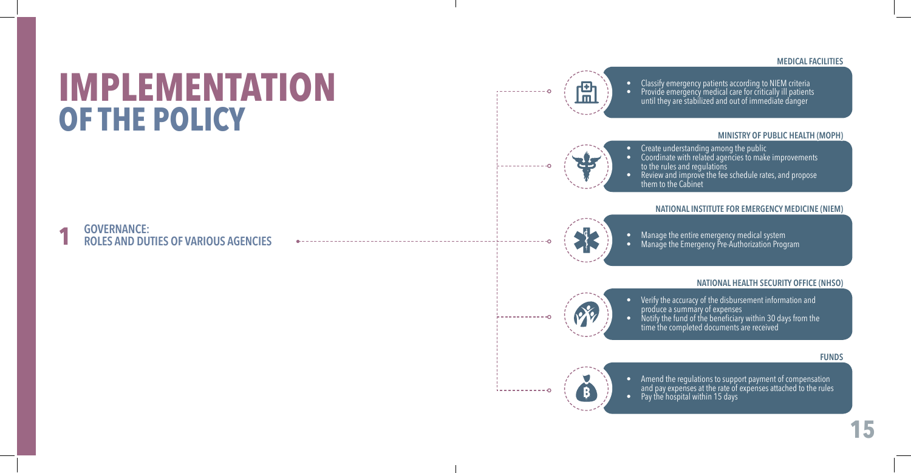# IMPLEMENTATION OF THE POLICY

## 1 GOVERNANCE: ROLES AND DUTIES OF VARIOUS AGENCIES

### MEDICAL FACILITIES

- Classify emergency patients according to NIEM criteria
- Provide emergency medical care for critically ill patients until they are stabilized and out of immediate danger

### MINISTRY OF PUBLIC HEALTH (MOPH)

- Create understanding among the public
- Coordinate with related agencies to make improvements to the rules and regulations
- Review and improve the fee schedule rates, and propose them to the Cabinet

### NATIONAL INSTITUTE FOR EMERGENCY MEDICINE (NIEM)

- Manage the entire emergency medical system
- Manage the Emergency Pre-Authorization Program

### NATIONAL HEALTH SECURITY OFFICE (NHSO)

- Verify the accuracy of the disbursement information and produce a summary of expenses
- Notify the fund of the beneficiary within 30 days from the time the completed documents are received

### FUNDS

- Amend the regulations to support payment of compensation and pay expenses at the rate of expenses attached to the rules
- Pay the hospital within 15 days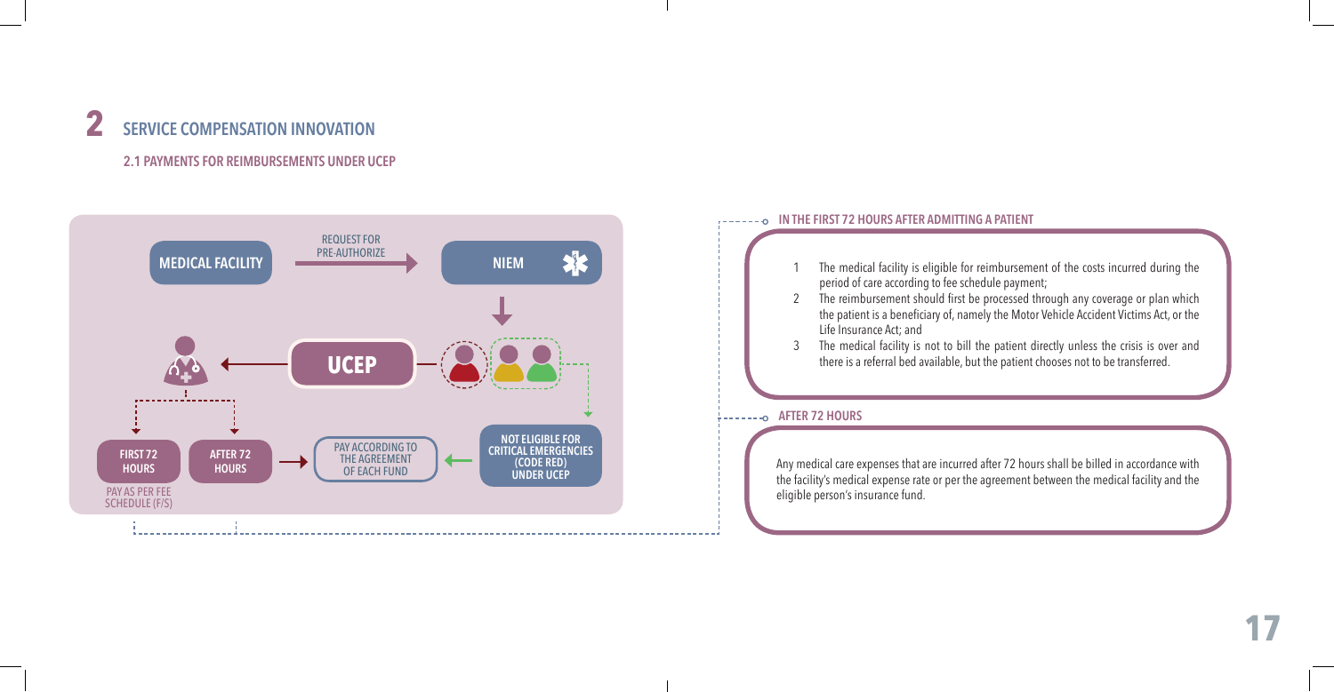# 2 SERVICE COMPENSATION INNOVATION

## 2.1 PAYMENTS FOR REIMBURSEMENTS UNDER UCEP

MEDICAL FACILITY → REQUEST FOR PRE-AUTHORIZE → NIEM

UCEP

FIRST 72 HOURS — PAY AS PER FEE SCHEDULE (F/S)

AFTER 72 HOURS → PAY ACCORDING TO THE AGREEMENT OF EACH FUND ← NOT ELIGIBLE FOR CRITICAL EMERGENCIES (CODE RED) UNDER UCEP

### IN THE FIRST 72 HOURS AFTER ADMITTING A PATIENT

1. The medical facility is eligible for reimbursement of the costs incurred during the period of care according to fee schedule payment;
2. The reimbursement should first be processed through any coverage or plan which the patient is a beneficiary of, namely the Motor Vehicle Accident Victims Act, or the Life Insurance Act; and
3. The medical facility is not to bill the patient directly unless the crisis is over and there is a referral bed available, but the patient chooses not to be transferred.

### AFTER 72 HOURS

Any medical care expenses that are incurred after 72 hours shall be billed in accordance with the facility's medical expense rate or per the agreement between the medical facility and the eligible person's insurance fund.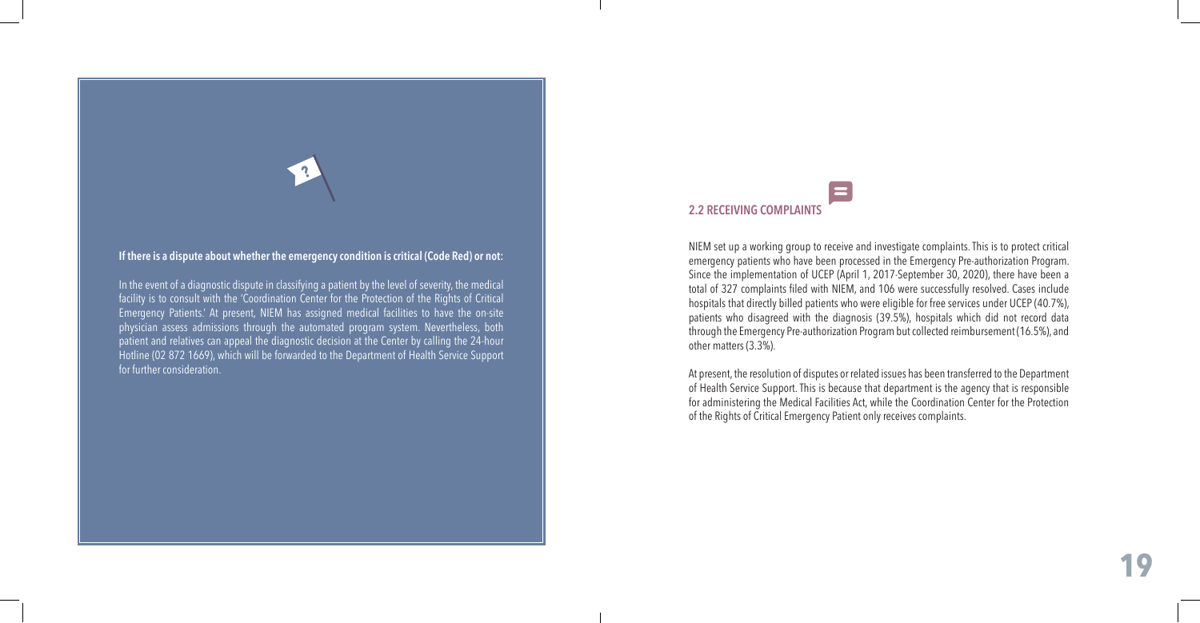**If there is a dispute about whether the emergency condition is critical (Code Red) or not:**

In the event of a diagnostic dispute in classifying a patient by the level of severity, the medical facility is to consult with the 'Coordination Center for the Protection of the Rights of Critical Emergency Patients.' At present, NIEM has assigned medical facilities to have the on-site physician assess admissions through the automated program system. Nevertheless, both patient and relatives can appeal the diagnostic decision at the Center by calling the 24-hour Hotline (02 872 1669), which will be forwarded to the Department of Health Service Support for further consideration.

## 2.2 RECEIVING COMPLAINTS

NIEM set up a working group to receive and investigate complaints. This is to protect critical emergency patients who have been processed in the Emergency Pre-authorization Program. Since the implementation of UCEP (April 1, 2017-September 30, 2020), there have been a total of 327 complaints filed with NIEM, and 106 were successfully resolved. Cases include hospitals that directly billed patients who were eligible for free services under UCEP (40.7%), patients who disagreed with the diagnosis (39.5%), hospitals which did not record data through the Emergency Pre-authorization Program but collected reimbursement (16.5%), and other matters (3.3%).

At present, the resolution of disputes or related issues has been transferred to the Department of Health Service Support. This is because that department is the agency that is responsible for administering the Medical Facilities Act, while the Coordination Center for the Protection of the Rights of Critical Emergency Patient only receives complaints.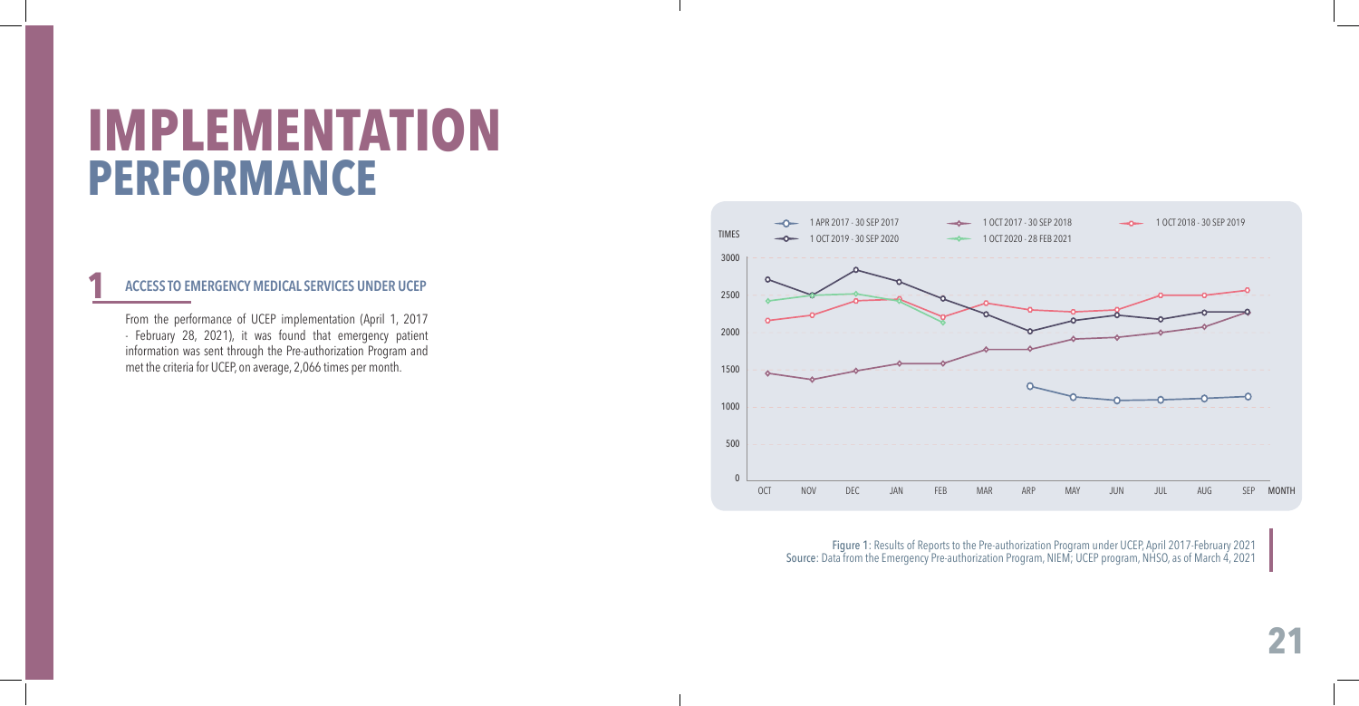# IMPLEMENTATION PERFORMANCE

## 1 ACCESS TO EMERGENCY MEDICAL SERVICES UNDER UCEP

From the performance of UCEP implementation (April 1, 2017 - February 28, 2021), it was found that emergency patient information was sent through the Pre-authorization Program and met the criteria for UCEP, on average, 2,066 times per month.

Figure 1: Results of Reports to the Pre-authorization Program under UCEP, April 2017-February 2021
Source: Data from the Emergency Pre-authorization Program, NIEM; UCEP program, NHSO, as of March 4, 2021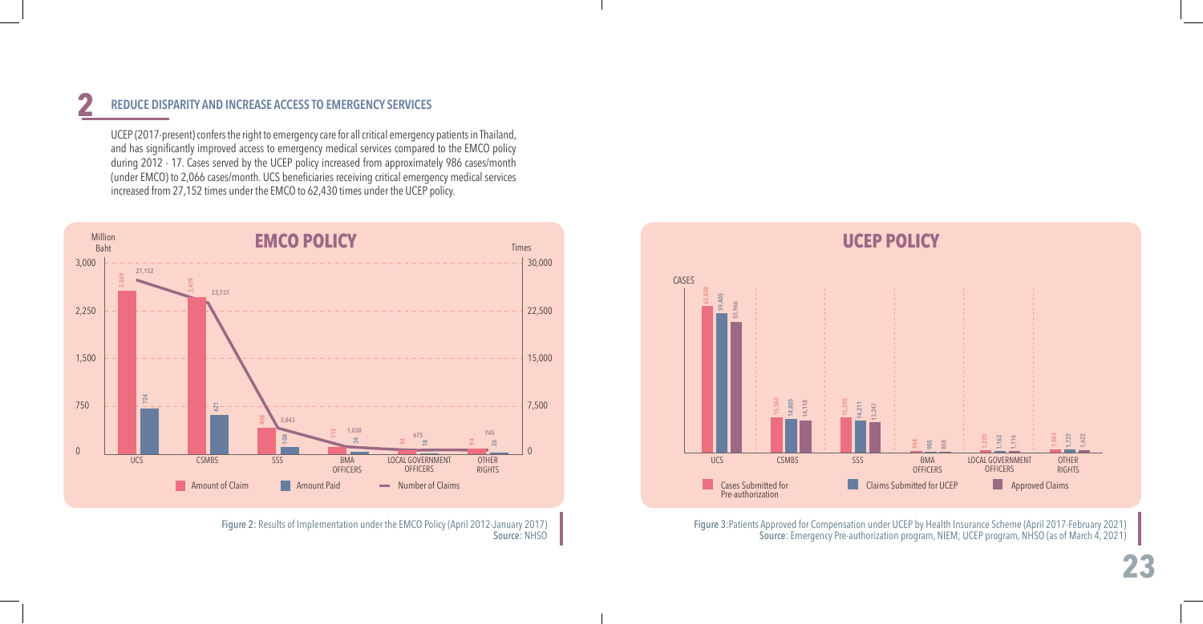## 2 REDUCE DISPARITY AND INCREASE ACCESS TO EMERGENCY SERVICES

UCEP (2017-present) confers the right to emergency care for all critical emergency patients in Thailand, and has significantly improved access to emergency medical services compared to the EMCO policy during 2012 - 17. Cases served by the UCEP policy increased from approximately 986 cases/month (under EMCO) to 2,066 cases/month. UCS beneficiaries receiving critical emergency medical services increased from 27,152 times under the EMCO to 62,430 times under the UCEP policy.

**EMCO POLICY**

| | Amount of Claim (Million Baht) | Amount Paid (Million Baht) | Number of Claims (Times) |
|---|---|---|---|
| UCS | 2,569 | 724 | 27,152 |
| CSMBS | 2,479 | 621 | 23,737 |
| SSS | 408 | 108 | 3,843 |
| BMA OFFICERS | 115 | 34 | 1,030 |
| LOCAL GOVERNMENT OFFICERS | 54 | 18 | 675 |
| OTHER RIGHTS | 94 | 26 | 745 |

Figure 2: Results of Implementation under the EMCO Policy (April 2012-January 2017)
Source: NHSO

**UCEP POLICY**

| CASES | Cases Submitted for Pre-authorization | Claims Submitted for UCEP | Approved Claims |
|---|---|---|---|
| UCS | 62,430 | 59,405 | 55,966 |
| CSMBS | 15,363 | 14,805 | 14,118 |
| SSS | 15,395 | 14,211 | 13,347 |
| BMA OFFICERS | 954 | 905 | 858 |
| LOCAL GOVERNMENT OFFICERS | 1,220 | 1,163 | 1,116 |
| OTHER RIGHTS | 1,863 | 1,737 | 1,622 |

Figure 3: Patients Approved for Compensation under UCEP by Health Insurance Scheme (April 2017-February 2021)
Source: Emergency Pre-authorization program, NIEM; UCEP program, NHSO (as of March 4, 2021)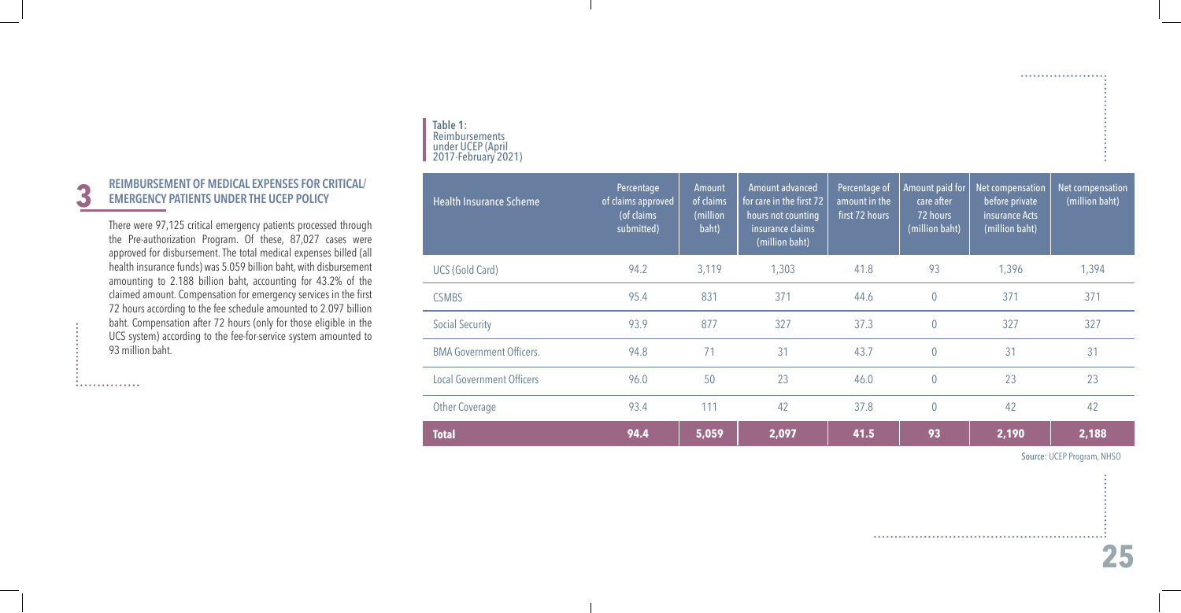## 3 REIMBURSEMENT OF MEDICAL EXPENSES FOR CRITICAL/ EMERGENCY PATIENTS UNDER THE UCEP POLICY

There were 97,125 critical emergency patients processed through the Pre-authorization Program. Of these, 87,027 cases were approved for disbursement. The total medical expenses billed (all health insurance funds) was 5.059 billion baht, with disbursement amounting to 2.188 billion baht, accounting for 43.2% of the claimed amount. Compensation for emergency services in the first 72 hours according to the fee schedule amounted to 2.097 billion baht. Compensation after 72 hours (only for those eligible in the UCS system) according to the fee-for-service system amounted to 93 million baht.

**Table 1:** Reimbursements under UCEP (April 2017-February 2021)

| Health Insurance Scheme | Percentage of claims approved (of claims submitted) | Amount of claims (million baht) | Amount advanced for care in the first 72 hours not counting insurance claims (million baht) | Percentage of amount in the first 72 hours | Amount paid for care after 72 hours (million baht) | Net compensation before private insurance Acts (million baht) | Net compensation (million baht) |
|---|---|---|---|---|---|---|---|
| UCS (Gold Card) | 94.2 | 3,119 | 1,303 | 41.8 | 93 | 1,396 | 1,394 |
| CSMBS | 95.4 | 831 | 371 | 44.6 | 0 | 371 | 371 |
| Social Security | 93.9 | 877 | 327 | 37.3 | 0 | 327 | 327 |
| BMA Government Officers. | 94.8 | 71 | 31 | 43.7 | 0 | 31 | 31 |
| Local Government Officers | 96.0 | 50 | 23 | 46.0 | 0 | 23 | 23 |
| Other Coverage | 93.4 | 111 | 42 | 37.8 | 0 | 42 | 42 |
| **Total** | **94.4** | **5,059** | **2,097** | **41.5** | **93** | **2,190** | **2,188** |

Source: UCEP Program, NHSO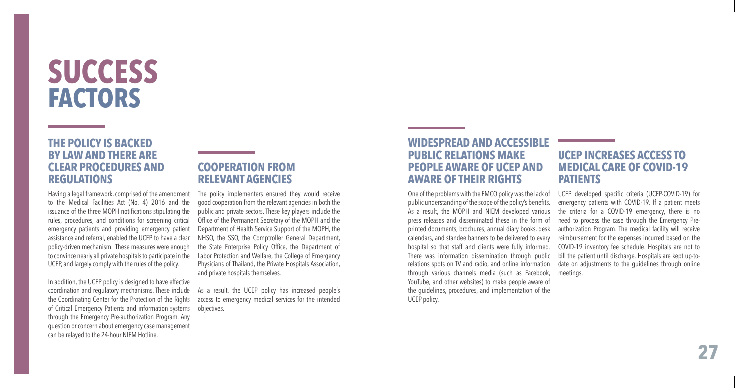# SUCCESS FACTORS

## THE POLICY IS BACKED BY LAW AND THERE ARE CLEAR PROCEDURES AND REGULATIONS

Having a legal framework, comprised of the amendment to the Medical Facilities Act (No. 4) 2016 and the issuance of the three MOPH notifications stipulating the rules, procedures, and conditions for screening critical emergency patients and providing emergency patient assistance and referral, enabled the UCEP to have a clear policy-driven mechanism. These measures were enough to convince nearly all private hospitals to participate in the UCEP, and largely comply with the rules of the policy.

In addition, the UCEP policy is designed to have effective coordination and regulatory mechanisms. These include the Coordinating Center for the Protection of the Rights of Critical Emergency Patients and information systems through the Emergency Pre-authorization Program. Any question or concern about emergency case management can be relayed to the 24-hour NIEM Hotline.

## COOPERATION FROM RELEVANT AGENCIES

The policy implementers ensured they would receive good cooperation from the relevant agencies in both the public and private sectors. These key players include the Office of the Permanent Secretary of the MOPH and the Department of Health Service Support of the MOPH, the NHSO, the SSO, the Comptroller General Department, the State Enterprise Policy Office, the Department of Labor Protection and Welfare, the College of Emergency Physicians of Thailand, the Private Hospitals Association, and private hospitals themselves.

As a result, the UCEP policy has increased people's access to emergency medical services for the intended objectives.

## WIDESPREAD AND ACCESSIBLE PUBLIC RELATIONS MAKE PEOPLE AWARE OF UCEP AND AWARE OF THEIR RIGHTS

One of the problems with the EMCO policy was the lack of public understanding of the scope of the policy's benefits. As a result, the MOPH and NIEM developed various press releases and disseminated these in the form of printed documents, brochures, annual diary books, desk calendars, and standee banners to be delivered to every hospital so that staff and clients were fully informed. There was information dissemination through public relations spots on TV and radio, and online information through various channels media (such as Facebook, YouTube, and other websites) to make people aware of the guidelines, procedures, and implementation of the UCEP policy.

## UCEP INCREASES ACCESS TO MEDICAL CARE OF COVID-19 PATIENTS

UCEP developed specific criteria (UCEP-COVID-19) for emergency patients with COVID-19. If a patient meets the criteria for a COVID-19 emergency, there is no need to process the case through the Emergency Pre-authorization Program. The medical facility will receive reimbursement for the expenses incurred based on the COVID-19 inventory fee schedule. Hospitals are not to bill the patient until discharge. Hospitals are kept up-to-date on adjustments to the guidelines through online meetings.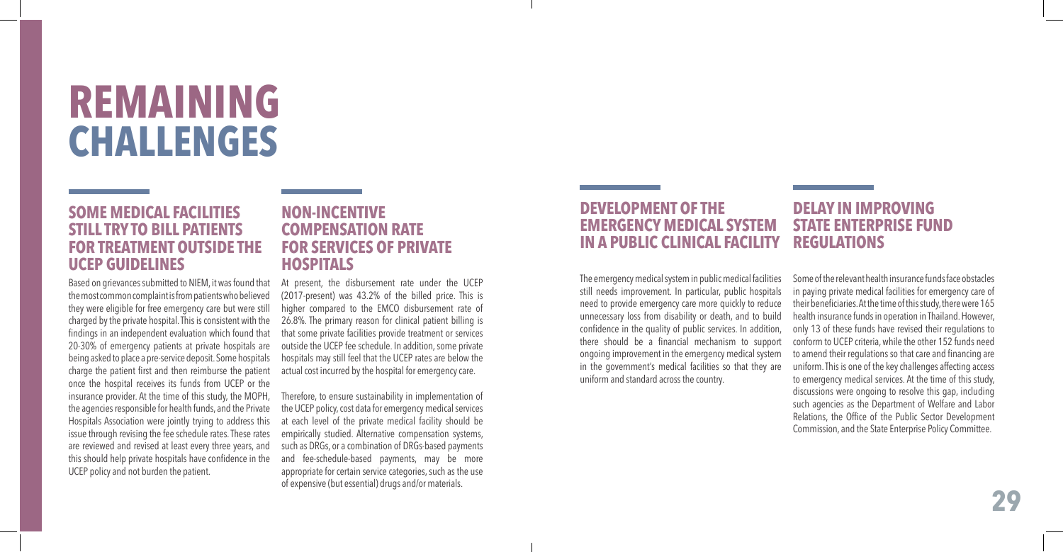# REMAINING CHALLENGES

## SOME MEDICAL FACILITIES STILL TRY TO BILL PATIENTS FOR TREATMENT OUTSIDE THE UCEP GUIDELINES

Based on grievances submitted to NIEM, it was found that the most common complaint is from patients who believed they were eligible for free emergency care but were still charged by the private hospital. This is consistent with the findings in an independent evaluation which found that 20-30% of emergency patients at private hospitals are being asked to place a pre-service deposit. Some hospitals charge the patient first and then reimburse the patient once the hospital receives its funds from UCEP or the insurance provider. At the time of this study, the MOPH, the agencies responsible for health funds, and the Private Hospitals Association were jointly trying to address this issue through revising the fee schedule rates. These rates are reviewed and revised at least every three years, and this should help private hospitals have confidence in the UCEP policy and not burden the patient.

## NON-INCENTIVE COMPENSATION RATE FOR SERVICES OF PRIVATE HOSPITALS

At present, the disbursement rate under the UCEP (2017-present) was 43.2% of the billed price. This is higher compared to the EMCO disbursement rate of 26.8%. The primary reason for clinical patient billing is that some private facilities provide treatment or services outside the UCEP fee schedule. In addition, some private hospitals may still feel that the UCEP rates are below the actual cost incurred by the hospital for emergency care.

Therefore, to ensure sustainability in implementation of the UCEP policy, cost data for emergency medical services at each level of the private medical facility should be empirically studied. Alternative compensation systems, such as DRGs, or a combination of DRGs-based payments and fee-schedule-based payments, may be more appropriate for certain service categories, such as the use of expensive (but essential) drugs and/or materials.

## DEVELOPMENT OF THE EMERGENCY MEDICAL SYSTEM IN A PUBLIC CLINICAL FACILITY

The emergency medical system in public medical facilities still needs improvement. In particular, public hospitals need to provide emergency care more quickly to reduce unnecessary loss from disability or death, and to build confidence in the quality of public services. In addition, there should be a financial mechanism to support ongoing improvement in the emergency medical system in the government's medical facilities so that they are uniform and standard across the country.

## DELAY IN IMPROVING STATE ENTERPRISE FUND REGULATIONS

Some of the relevant health insurance funds face obstacles in paying private medical facilities for emergency care of their beneficiaries. At the time of this study, there were 165 health insurance funds in operation in Thailand. However, only 13 of these funds have revised their regulations to conform to UCEP criteria, while the other 152 funds need to amend their regulations so that care and financing are uniform. This is one of the key challenges affecting access to emergency medical services. At the time of this study, discussions were ongoing to resolve this gap, including such agencies as the Department of Welfare and Labor Relations, the Office of the Public Sector Development Commission, and the State Enterprise Policy Committee.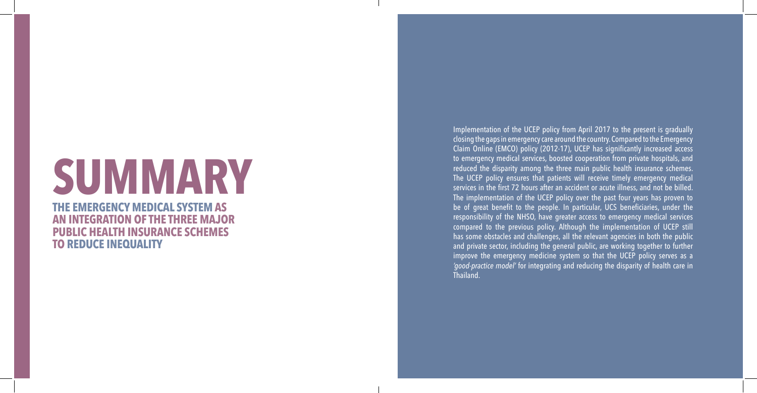# SUMMARY

## THE EMERGENCY MEDICAL SYSTEM AS AN INTEGRATION OF THE THREE MAJOR PUBLIC HEALTH INSURANCE SCHEMES TO REDUCE INEQUALITY

Implementation of the UCEP policy from April 2017 to the present is gradually closing the gaps in emergency care around the country. Compared to the Emergency Claim Online (EMCO) policy (2012-17), UCEP has significantly increased access to emergency medical services, boosted cooperation from private hospitals, and reduced the disparity among the three main public health insurance schemes. The UCEP policy ensures that patients will receive timely emergency medical services in the first 72 hours after an accident or acute illness, and not be billed. The implementation of the UCEP policy over the past four years has proven to be of great benefit to the people. In particular, UCS beneficiaries, under the responsibility of the NHSO, have greater access to emergency medical services compared to the previous policy. Although the implementation of UCEP still has some obstacles and challenges, all the relevant agencies in both the public and private sector, including the general public, are working together to further improve the emergency medicine system so that the UCEP policy serves as a *'good-practice model'* for integrating and reducing the disparity of health care in Thailand.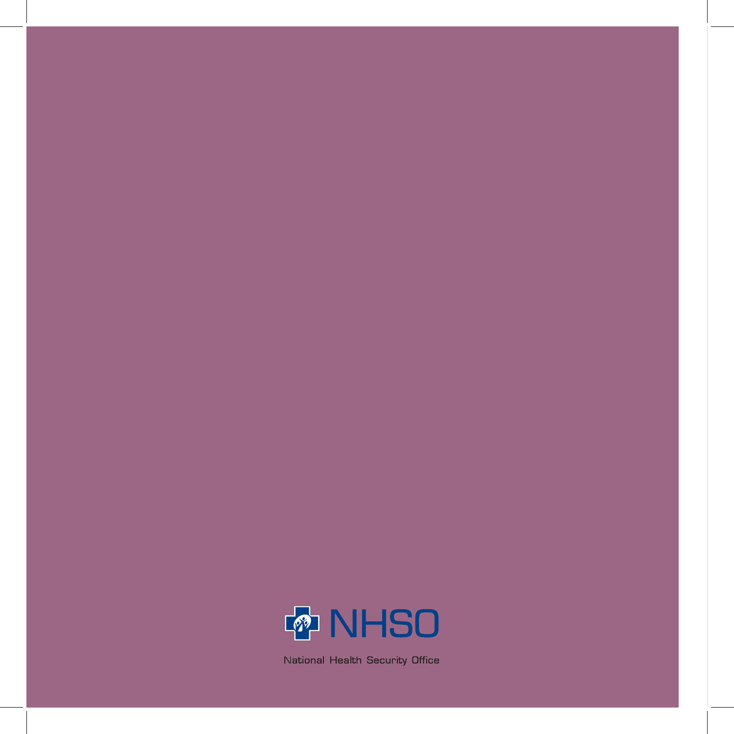NHSO

National Health Security Office